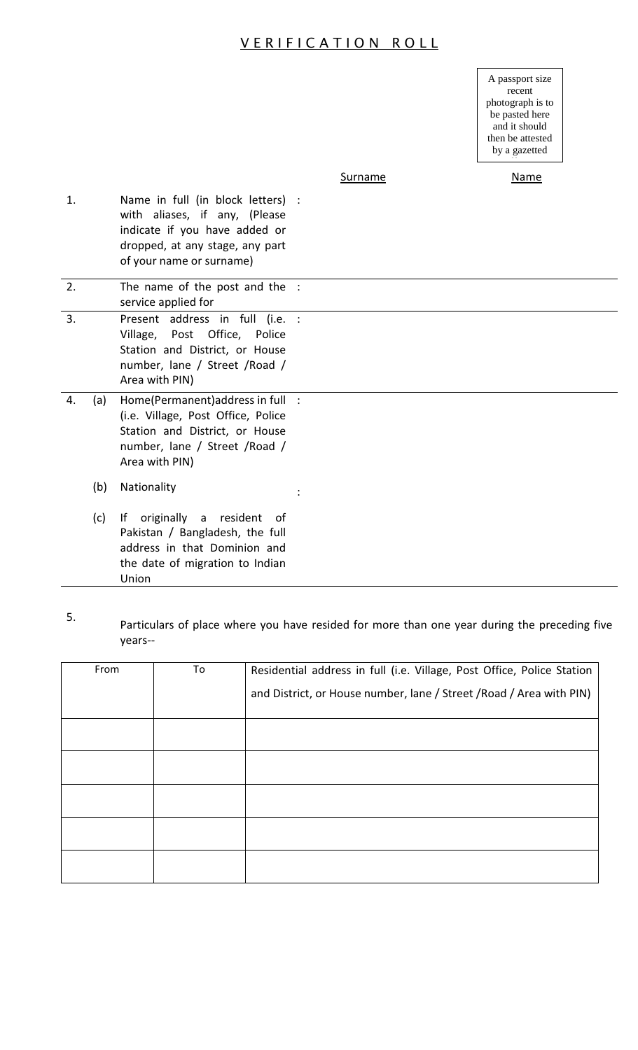# VERIFICATION ROLL

A passport size recent photograph is to be pasted here and it should then be attested by a gazetted

| | | | Surname | Name |
|---|---|---|---|---|
| 1. | | Name in full (in block letters) with aliases, if any, (Please indicate if you have added or dropped, at any stage, any part of your name or surname) : | | |
| 2. | | The name of the post and the service applied for : | | |
| 3. | | Present address in full (i.e. Village, Post Office, Police Station and District, or House number, lane / Street /Road / Area with PIN) : | | |
| 4. | (a) | Home(Permanent)address in full (i.e. Village, Post Office, Police Station and District, or House number, lane / Street /Road / Area with PIN) : | | |
| | (b) | Nationality : | | |
| | (c) | If originally a resident of Pakistan / Bangladesh, the full address in that Dominion and the date of migration to Indian Union | | |

5. Particulars of place where you have resided for more than one year during the preceding five years--

| From | To | Residential address in full (i.e. Village, Post Office, Police Station and District, or House number, lane / Street /Road / Area with PIN) |
|---|---|---|
| | | |
| | | |
| | | |
| | | |
| | | |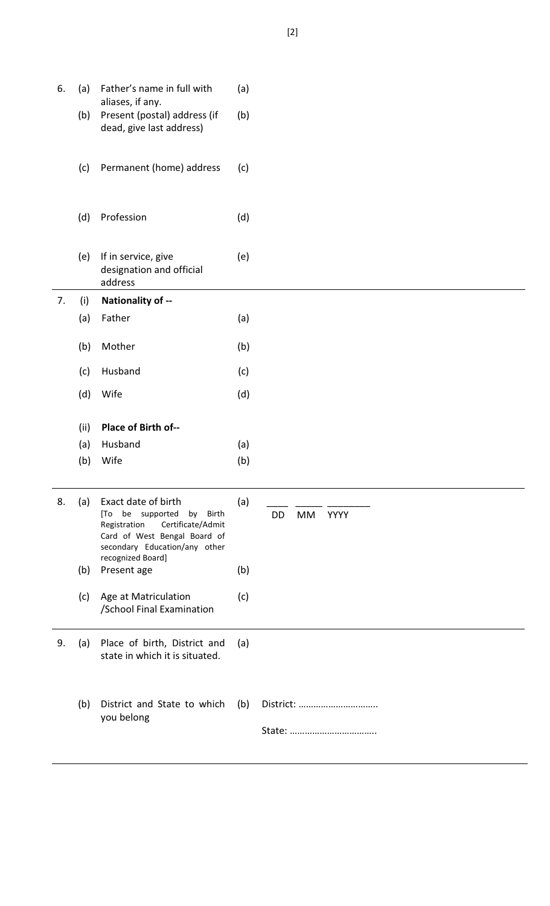| | | | | |
|---|---|---|---|---|
| 6. | (a) | Father's name in full with aliases, if any. | (a) | |
| | (b) | Present (postal) address (if dead, give last address) | (b) | |
| | (c) | Permanent (home) address | (c) | |
| | (d) | Profession | (d) | |
| | (e) | If in service, give designation and official address | (e) | |
| 7. | (i) | **Nationality of --** | | |
| | (a) | Father | (a) | |
| | (b) | Mother | (b) | |
| | (c) | Husband | (c) | |
| | (d) | Wife | (d) | |
| | (ii) | **Place of Birth of--** | | |
| | (a) | Husband | (a) | |
| | (b) | Wife | (b) | |
| 8. | (a) | Exact date of birth [To be supported by Birth Registration Certificate/Admit Card of West Bengal Board of secondary Education/any other recognized Board] | (a) | ____ _____ ________ DD MM YYYY |
| | (b) | Present age | (b) | |
| | (c) | Age at Matriculation /School Final Examination | (c) | |
| 9. | (a) | Place of birth, District and state in which it is situated. | (a) | |
| | (b) | District and State to which you belong | (b) | District: ………………………….. State: …………………………….. |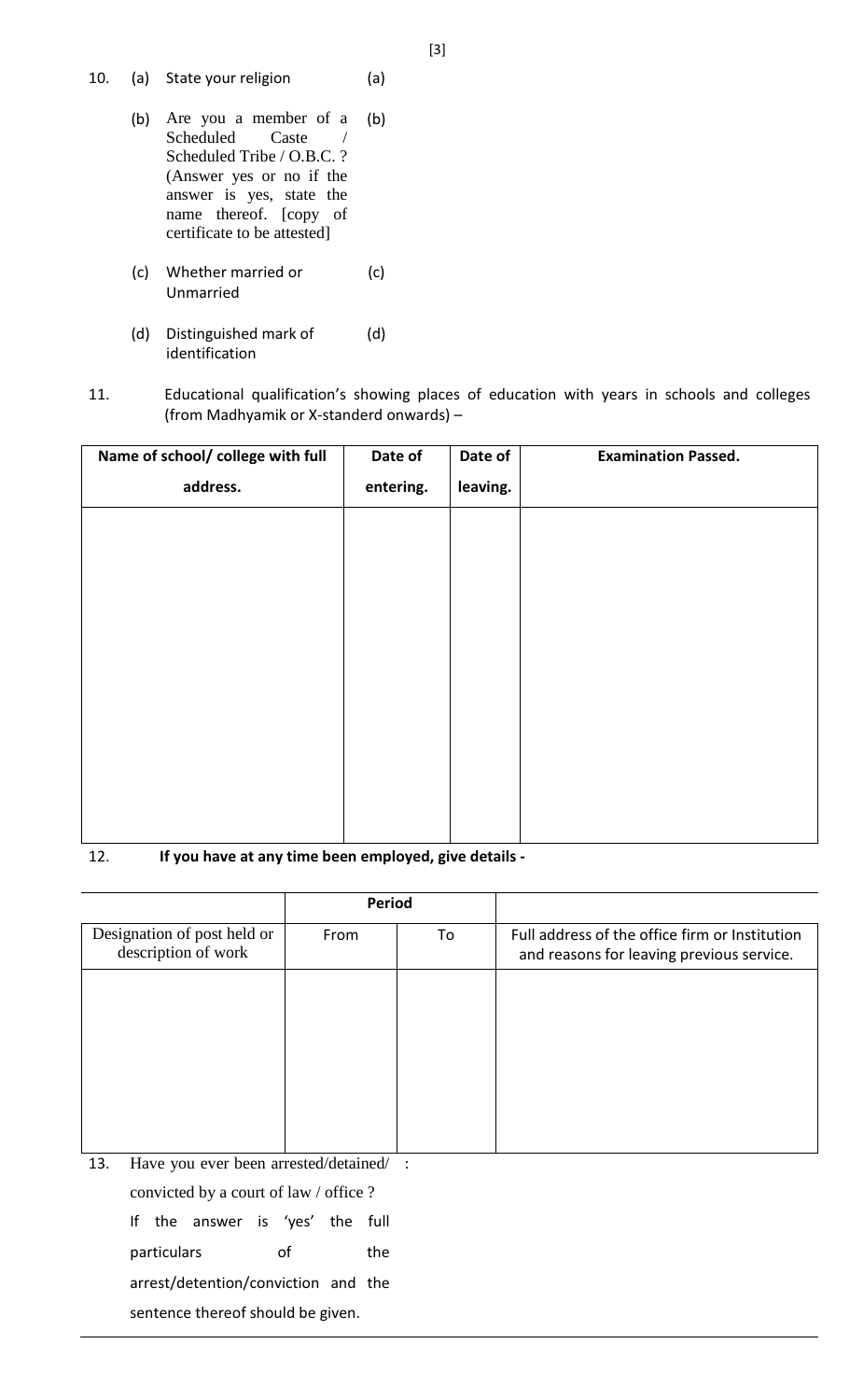10. (a) State your religion (a)

    (b) Are you a member of a Scheduled Caste / Scheduled Tribe / O.B.C. ? (Answer yes or no if the answer is yes, state the name thereof. [copy of certificate to be attested] (b)

    (c) Whether married or Unmarried (c)

    (d) Distinguished mark of identification (d)

11. Educational qualification's showing places of education with years in schools and colleges (from Madhyamik or X-standerd onwards) –

| Name of school/ college with full address. | Date of entering. | Date of leaving. | Examination Passed. |
|---|---|---|---|
| | | | |

12. **If you have at any time been employed, give details -**

| | Period | | |
|---|---|---|---|
| Designation of post held or description of work | From | To | Full address of the office firm or Institution and reasons for leaving previous service. |
| | | | |

13. Have you ever been arrested/detained/ convicted by a court of law / office ? If the answer is 'yes' the full particulars of the arrest/detention/conviction and the sentence thereof should be given. :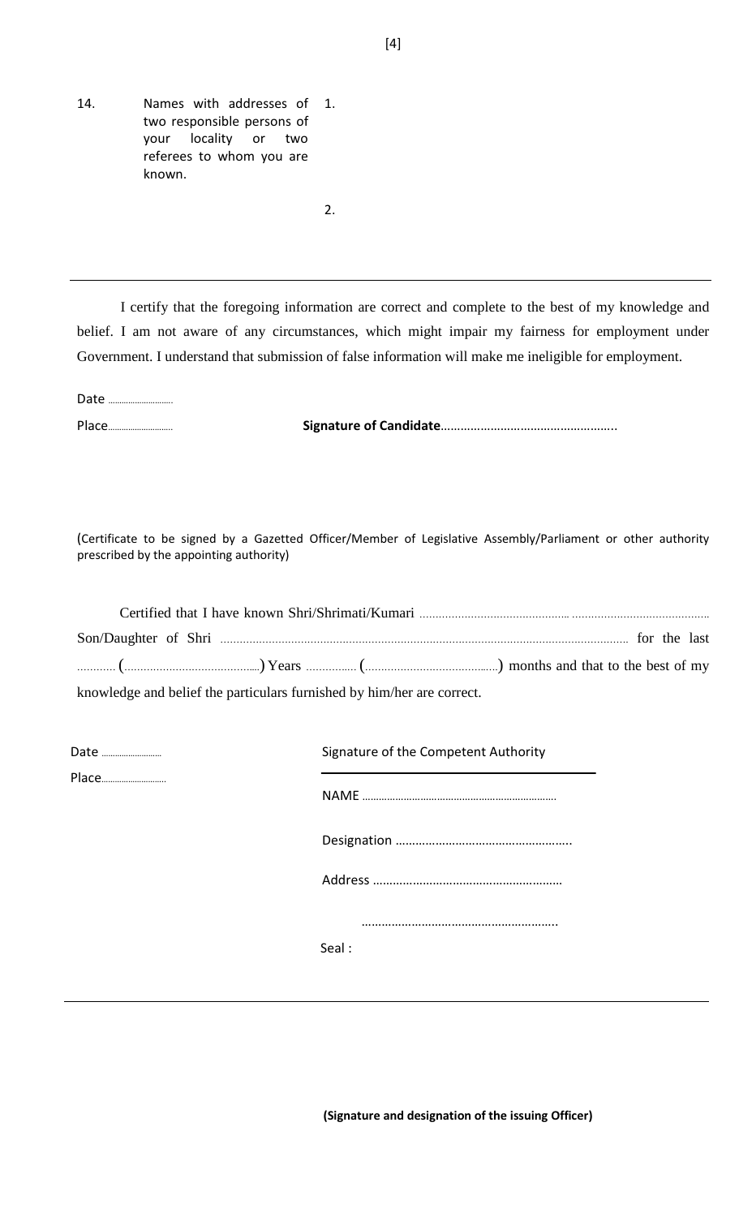14. Names with addresses of two responsible persons of your locality or two referees to whom you are known.

1.

2.

---

I certify that the foregoing information are correct and complete to the best of my knowledge and belief. I am not aware of any circumstances, which might impair my fairness for employment under Government. I understand that submission of false information will make me ineligible for employment.

Date ..........................

Place.......................... **Signature of Candidate**..................................................

(Certificate to be signed by a Gazetted Officer/Member of Legislative Assembly/Parliament or other authority prescribed by the appointing authority)

Certified that I have known Shri/Shrimati/Kumari .................................................. ..........................................

Son/Daughter of Shri .................................................................................................................. for the last

............ (..........................................) Years ................ (..........................................) months and that to the best of my knowledge and belief the particulars furnished by him/her are correct.

Date ..........................

Place..........................

Signature of the Competent Authority

NAME ......................................................................

Designation ....................................................

Address .........................................................

..........................................................

Seal :

---

**(Signature and designation of the issuing Officer)**